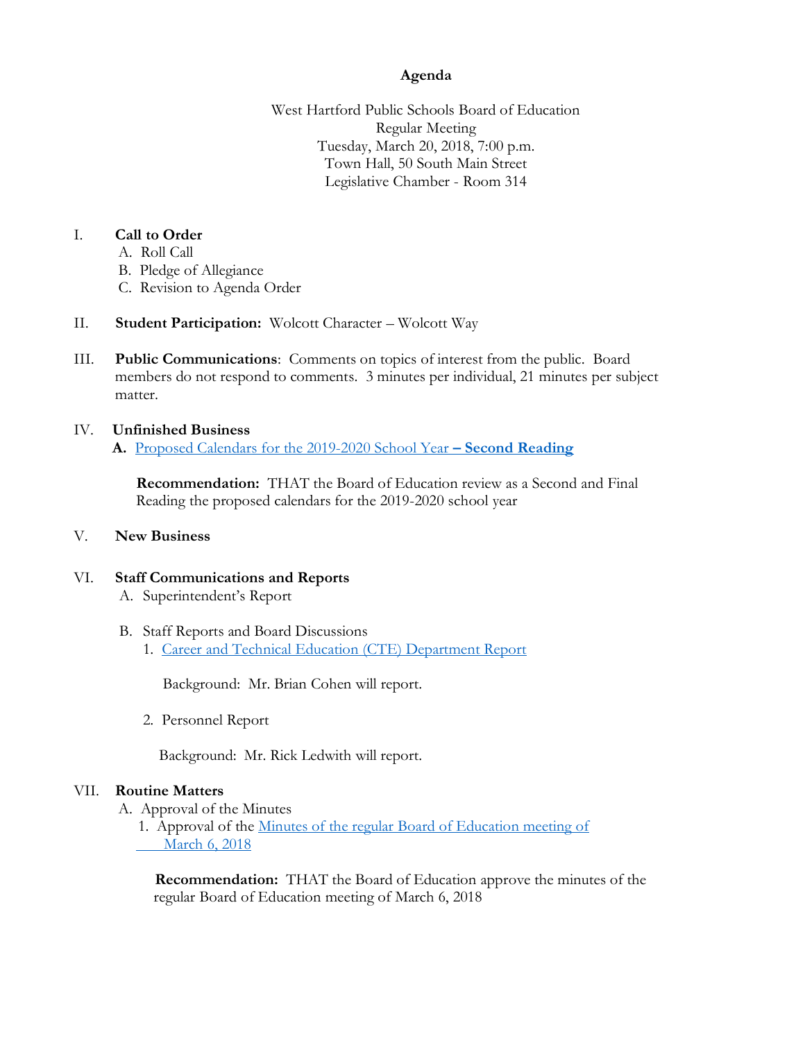# Agenda

West Hartford Public Schools Board of Education
Regular Meeting
Tuesday, March 20, 2018, 7:00 p.m.
Town Hall, 50 South Main Street
Legislative Chamber - Room 314

I. **Call to Order**
  A. Roll Call
  B. Pledge of Allegiance
  C. Revision to Agenda Order

II. **Student Participation:** Wolcott Character – Wolcott Way

III. **Public Communications**: Comments on topics of interest from the public. Board members do not respond to comments. 3 minutes per individual, 21 minutes per subject matter.

IV. **Unfinished Business**
  **A.** Proposed Calendars for the 2019-2020 School Year **– Second Reading**

  **Recommendation:** THAT the Board of Education review as a Second and Final Reading the proposed calendars for the 2019-2020 school year

V. **New Business**

VI. **Staff Communications and Reports**
  A. Superintendent's Report

  B. Staff Reports and Board Discussions
    1. Career and Technical Education (CTE) Department Report

    Background: Mr. Brian Cohen will report.

    2. Personnel Report

    Background: Mr. Rick Ledwith will report.

VII. **Routine Matters**
  A. Approval of the Minutes
    1. Approval of the Minutes of the regular Board of Education meeting of March 6, 2018

    **Recommendation:** THAT the Board of Education approve the minutes of the regular Board of Education meeting of March 6, 2018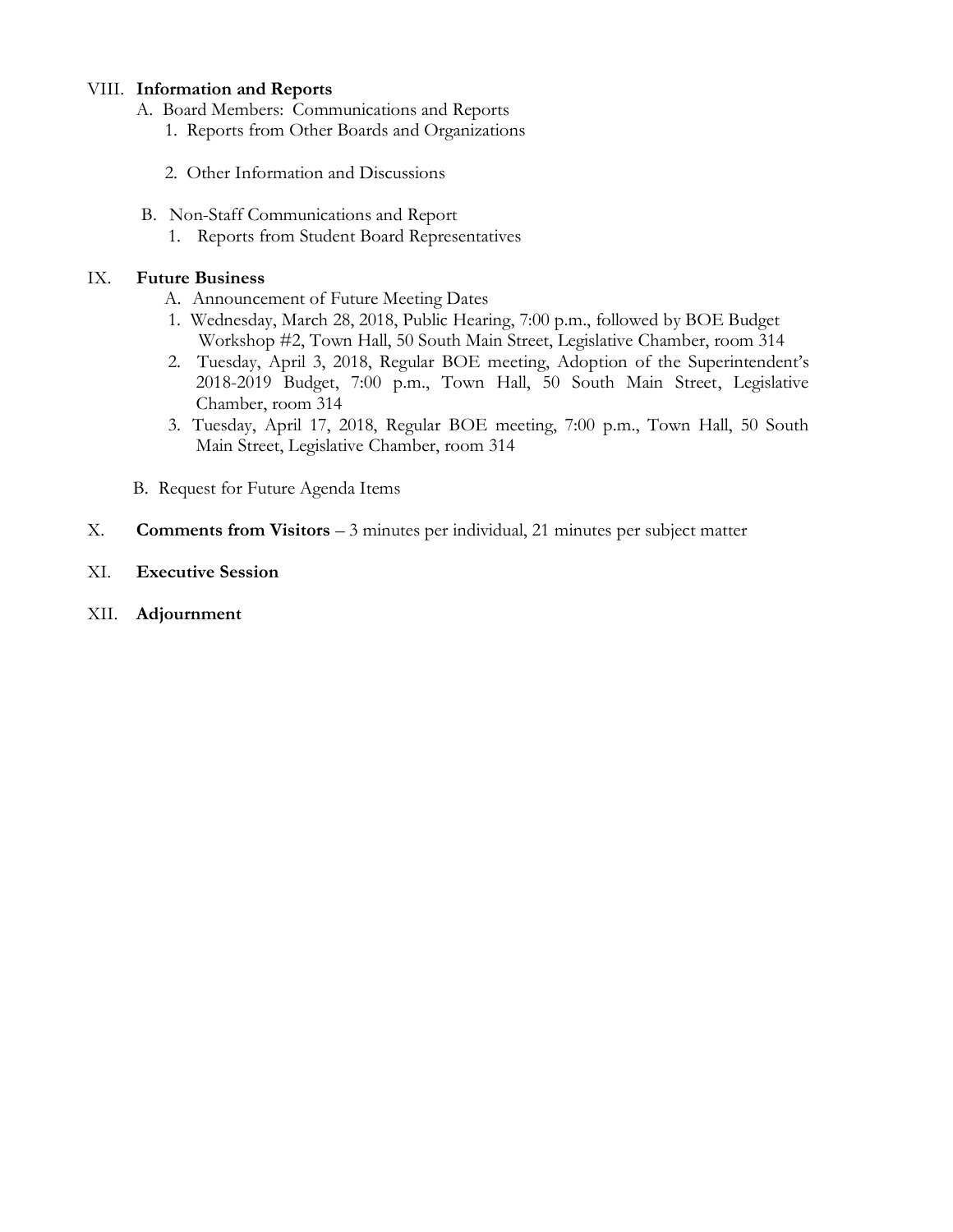VIII. **Information and Reports**

A. Board Members: Communications and Reports

1. Reports from Other Boards and Organizations

2. Other Information and Discussions

B. Non-Staff Communications and Report

1. Reports from Student Board Representatives

IX. **Future Business**

A. Announcement of Future Meeting Dates

1. Wednesday, March 28, 2018, Public Hearing, 7:00 p.m., followed by BOE Budget Workshop #2, Town Hall, 50 South Main Street, Legislative Chamber, room 314
2. Tuesday, April 3, 2018, Regular BOE meeting, Adoption of the Superintendent's 2018-2019 Budget, 7:00 p.m., Town Hall, 50 South Main Street, Legislative Chamber, room 314
3. Tuesday, April 17, 2018, Regular BOE meeting, 7:00 p.m., Town Hall, 50 South Main Street, Legislative Chamber, room 314

B. Request for Future Agenda Items

X. **Comments from Visitors** – 3 minutes per individual, 21 minutes per subject matter

XI. **Executive Session**

XII. **Adjournment**